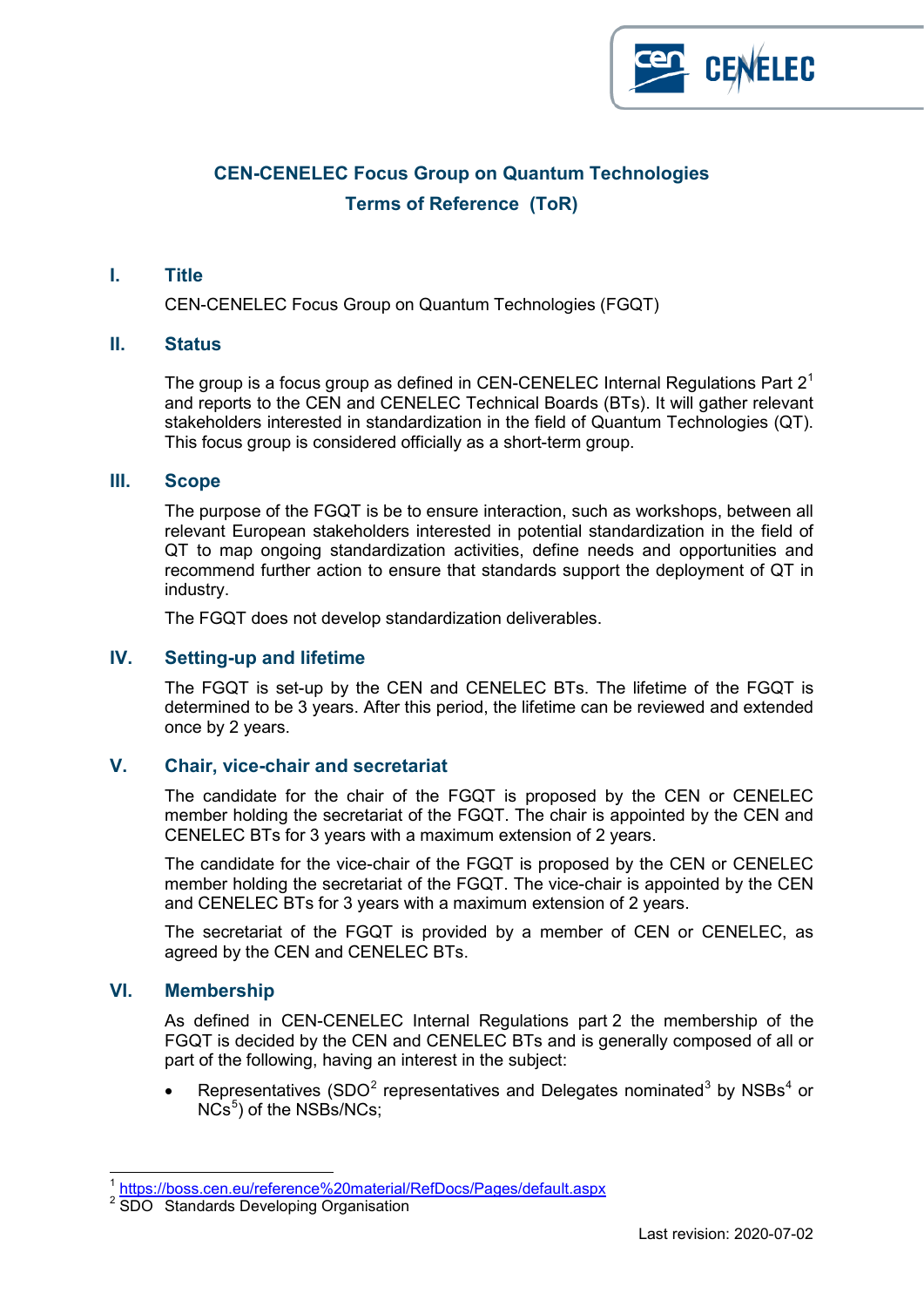# CEN-CENELEC Focus Group on Quantum Technologies

## Terms of Reference (ToR)

## I. Title

CEN-CENELEC Focus Group on Quantum Technologies (FGQT)

## II. Status

The group is a focus group as defined in CEN-CENELEC Internal Regulations Part 2[1] and reports to the CEN and CENELEC Technical Boards (BTs). It will gather relevant stakeholders interested in standardization in the field of Quantum Technologies (QT). This focus group is considered officially as a short-term group.

## III. Scope

The purpose of the FGQT is be to ensure interaction, such as workshops, between all relevant European stakeholders interested in potential standardization in the field of QT to map ongoing standardization activities, define needs and opportunities and recommend further action to ensure that standards support the deployment of QT in industry.

The FGQT does not develop standardization deliverables.

## IV. Setting-up and lifetime

The FGQT is set-up by the CEN and CENELEC BTs. The lifetime of the FGQT is determined to be 3 years. After this period, the lifetime can be reviewed and extended once by 2 years.

## V. Chair, vice-chair and secretariat

The candidate for the chair of the FGQT is proposed by the CEN or CENELEC member holding the secretariat of the FGQT. The chair is appointed by the CEN and CENELEC BTs for 3 years with a maximum extension of 2 years.

The candidate for the vice-chair of the FGQT is proposed by the CEN or CENELEC member holding the secretariat of the FGQT. The vice-chair is appointed by the CEN and CENELEC BTs for 3 years with a maximum extension of 2 years.

The secretariat of the FGQT is provided by a member of CEN or CENELEC, as agreed by the CEN and CENELEC BTs.

## VI. Membership

As defined in CEN-CENELEC Internal Regulations part 2 the membership of the FGQT is decided by the CEN and CENELEC BTs and is generally composed of all or part of the following, having an interest in the subject:

- Representatives (SDO[2] representatives and Delegates nominated[3] by NSBs[4] or NCs[5]) of the NSBs/NCs;

---

[1] https://boss.cen.eu/reference%20material/RefDocs/Pages/default.aspx

[2] SDO Standards Developing Organisation

Last revision: 2020-07-02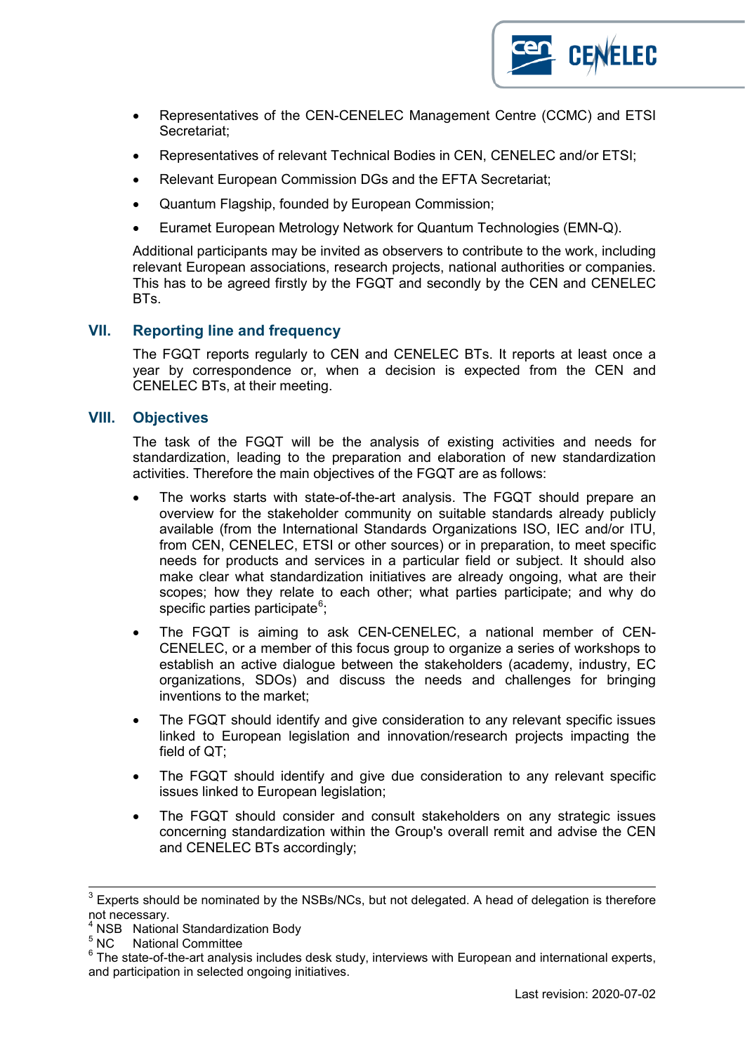- Representatives of the CEN-CENELEC Management Centre (CCMC) and ETSI Secretariat;
- Representatives of relevant Technical Bodies in CEN, CENELEC and/or ETSI;
- Relevant European Commission DGs and the EFTA Secretariat;
- Quantum Flagship, founded by European Commission;
- Euramet European Metrology Network for Quantum Technologies (EMN-Q).

Additional participants may be invited as observers to contribute to the work, including relevant European associations, research projects, national authorities or companies. This has to be agreed firstly by the FGQT and secondly by the CEN and CENELEC BTs.

## VII. Reporting line and frequency

The FGQT reports regularly to CEN and CENELEC BTs. It reports at least once a year by correspondence or, when a decision is expected from the CEN and CENELEC BTs, at their meeting.

## VIII. Objectives

The task of the FGQT will be the analysis of existing activities and needs for standardization, leading to the preparation and elaboration of new standardization activities. Therefore the main objectives of the FGQT are as follows:

- The works starts with state-of-the-art analysis. The FGQT should prepare an overview for the stakeholder community on suitable standards already publicly available (from the International Standards Organizations ISO, IEC and/or ITU, from CEN, CENELEC, ETSI or other sources) or in preparation, to meet specific needs for products and services in a particular field or subject. It should also make clear what standardization initiatives are already ongoing, what are their scopes; how they relate to each other; what parties participate; and why do specific parties participate[6];
- The FGQT is aiming to ask CEN-CENELEC, a national member of CEN-CENELEC, or a member of this focus group to organize a series of workshops to establish an active dialogue between the stakeholders (academy, industry, EC organizations, SDOs) and discuss the needs and challenges for bringing inventions to the market;
- The FGQT should identify and give consideration to any relevant specific issues linked to European legislation and innovation/research projects impacting the field of QT;
- The FGQT should identify and give due consideration to any relevant specific issues linked to European legislation;
- The FGQT should consider and consult stakeholders on any strategic issues concerning standardization within the Group's overall remit and advise the CEN and CENELEC BTs accordingly;

---

[3] Experts should be nominated by the NSBs/NCs, but not delegated. A head of delegation is therefore not necessary.

[4] NSB National Standardization Body

[5] NC National Committee

[6] The state-of-the-art analysis includes desk study, interviews with European and international experts, and participation in selected ongoing initiatives.

Last revision: 2020-07-02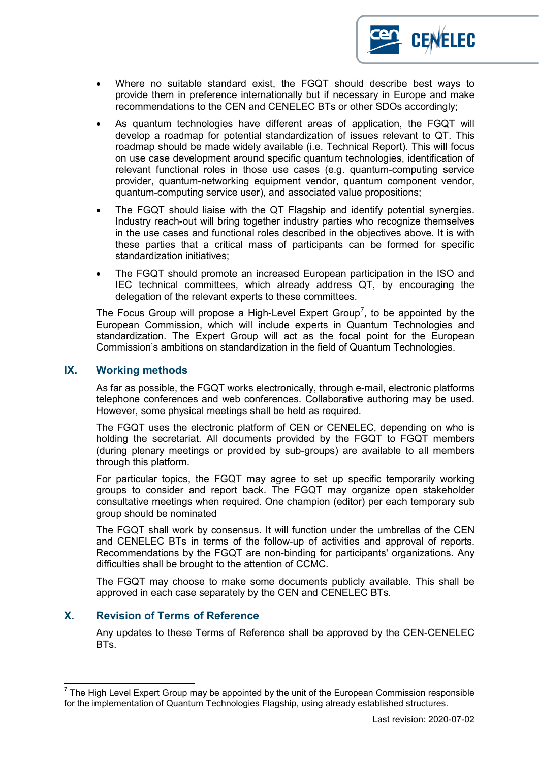- Where no suitable standard exist, the FGQT should describe best ways to provide them in preference internationally but if necessary in Europe and make recommendations to the CEN and CENELEC BTs or other SDOs accordingly;
- As quantum technologies have different areas of application, the FGQT will develop a roadmap for potential standardization of issues relevant to QT. This roadmap should be made widely available (i.e. Technical Report). This will focus on use case development around specific quantum technologies, identification of relevant functional roles in those use cases (e.g. quantum-computing service provider, quantum-networking equipment vendor, quantum component vendor, quantum-computing service user), and associated value propositions;
- The FGQT should liaise with the QT Flagship and identify potential synergies. Industry reach-out will bring together industry parties who recognize themselves in the use cases and functional roles described in the objectives above. It is with these parties that a critical mass of participants can be formed for specific standardization initiatives;
- The FGQT should promote an increased European participation in the ISO and IEC technical committees, which already address QT, by encouraging the delegation of the relevant experts to these committees.

The Focus Group will propose a High-Level Expert Group[7], to be appointed by the European Commission, which will include experts in Quantum Technologies and standardization. The Expert Group will act as the focal point for the European Commission's ambitions on standardization in the field of Quantum Technologies.

## IX. Working methods

As far as possible, the FGQT works electronically, through e-mail, electronic platforms telephone conferences and web conferences. Collaborative authoring may be used. However, some physical meetings shall be held as required.

The FGQT uses the electronic platform of CEN or CENELEC, depending on who is holding the secretariat. All documents provided by the FGQT to FGQT members (during plenary meetings or provided by sub-groups) are available to all members through this platform.

For particular topics, the FGQT may agree to set up specific temporarily working groups to consider and report back. The FGQT may organize open stakeholder consultative meetings when required. One champion (editor) per each temporary sub group should be nominated

The FGQT shall work by consensus. It will function under the umbrellas of the CEN and CENELEC BTs in terms of the follow-up of activities and approval of reports. Recommendations by the FGQT are non-binding for participants' organizations. Any difficulties shall be brought to the attention of CCMC.

The FGQT may choose to make some documents publicly available. This shall be approved in each case separately by the CEN and CENELEC BTs.

## X. Revision of Terms of Reference

Any updates to these Terms of Reference shall be approved by the CEN-CENELEC BTs.

---

[7] The High Level Expert Group may be appointed by the unit of the European Commission responsible for the implementation of Quantum Technologies Flagship, using already established structures.

Last revision: 2020-07-02